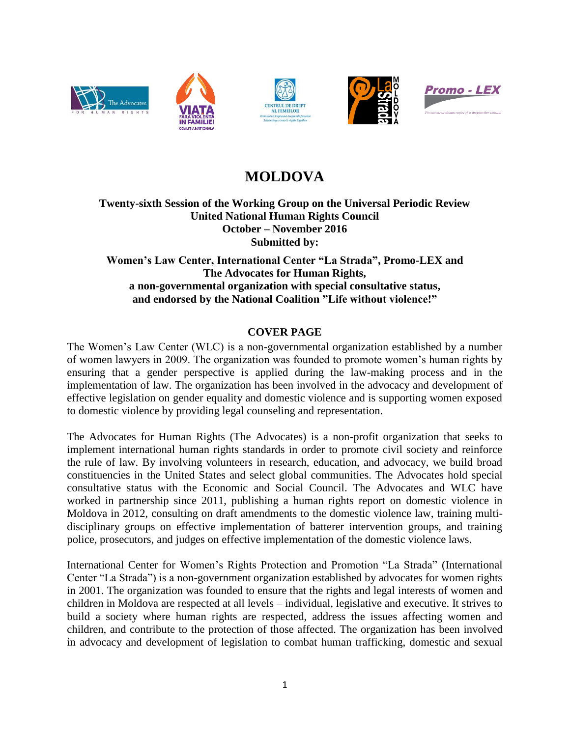# MOLDOVA

**Twenty-sixth Session of the Working Group on the Universal Periodic Review**
**United National Human Rights Council**
**October – November 2016**
**Submitted by:**

**Women's Law Center, International Center "La Strada", Promo-LEX and The Advocates for Human Rights,**
**a non-governmental organization with special consultative status,**
**and endorsed by the National Coalition "Life without violence!"**

## COVER PAGE

The Women's Law Center (WLC) is a non-governmental organization established by a number of women lawyers in 2009. The organization was founded to promote women's human rights by ensuring that a gender perspective is applied during the law-making process and in the implementation of law. The organization has been involved in the advocacy and development of effective legislation on gender equality and domestic violence and is supporting women exposed to domestic violence by providing legal counseling and representation.

The Advocates for Human Rights (The Advocates) is a non-profit organization that seeks to implement international human rights standards in order to promote civil society and reinforce the rule of law. By involving volunteers in research, education, and advocacy, we build broad constituencies in the United States and select global communities. The Advocates hold special consultative status with the Economic and Social Council. The Advocates and WLC have worked in partnership since 2011, publishing a human rights report on domestic violence in Moldova in 2012, consulting on draft amendments to the domestic violence law, training multi-disciplinary groups on effective implementation of batterer intervention groups, and training police, prosecutors, and judges on effective implementation of the domestic violence laws.

International Center for Women's Rights Protection and Promotion "La Strada" (International Center "La Strada") is a non-government organization established by advocates for women rights in 2001. The organization was founded to ensure that the rights and legal interests of women and children in Moldova are respected at all levels – individual, legislative and executive. It strives to build a society where human rights are respected, address the issues affecting women and children, and contribute to the protection of those affected. The organization has been involved in advocacy and development of legislation to combat human trafficking, domestic and sexual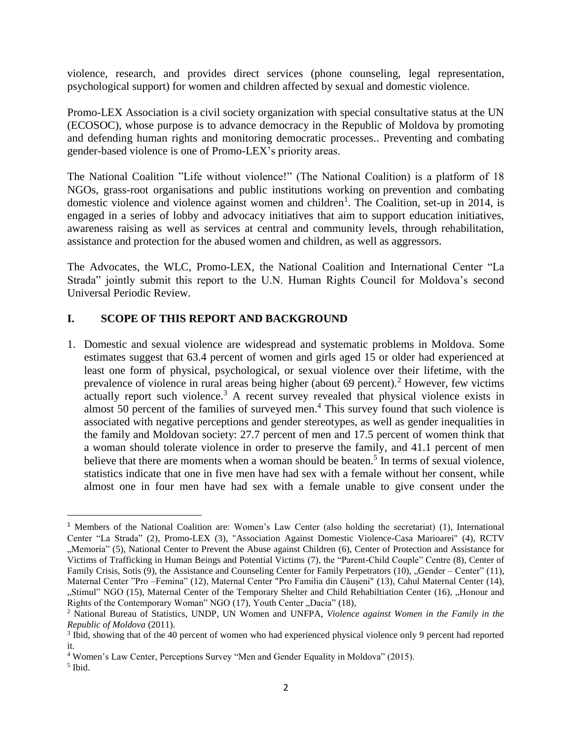violence, research, and provides direct services (phone counseling, legal representation, psychological support) for women and children affected by sexual and domestic violence.

Promo-LEX Association is a civil society organization with special consultative status at the UN (ECOSOC), whose purpose is to advance democracy in the Republic of Moldova by promoting and defending human rights and monitoring democratic processes.. Preventing and combating gender-based violence is one of Promo-LEX's priority areas.

The National Coalition "Life without violence!" (The National Coalition) is a platform of 18 NGOs, grass-root organisations and public institutions working on prevention and combating domestic violence and violence against women and children[1]. The Coalition, set-up in 2014, is engaged in a series of lobby and advocacy initiatives that aim to support education initiatives, awareness raising as well as services at central and community levels, through rehabilitation, assistance and protection for the abused women and children, as well as aggressors.

The Advocates, the WLC, Promo-LEX, the National Coalition and International Center "La Strada" jointly submit this report to the U.N. Human Rights Council for Moldova's second Universal Periodic Review.

## I. SCOPE OF THIS REPORT AND BACKGROUND

1. Domestic and sexual violence are widespread and systematic problems in Moldova. Some estimates suggest that 63.4 percent of women and girls aged 15 or older had experienced at least one form of physical, psychological, or sexual violence over their lifetime, with the prevalence of violence in rural areas being higher (about 69 percent).[2] However, few victims actually report such violence.[3] A recent survey revealed that physical violence exists in almost 50 percent of the families of surveyed men.[4] This survey found that such violence is associated with negative perceptions and gender stereotypes, as well as gender inequalities in the family and Moldovan society: 27.7 percent of men and 17.5 percent of women think that a woman should tolerate violence in order to preserve the family, and 41.1 percent of men believe that there are moments when a woman should be beaten.[5] In terms of sexual violence, statistics indicate that one in five men have had sex with a female without her consent, while almost one in four men have had sex with a female unable to give consent under the

---

[1] Members of the National Coalition are: Women's Law Center (also holding the secretariat) (1), International Center "La Strada" (2), Promo-LEX (3), "Association Against Domestic Violence-Casa Marioarei" (4), RCTV „Memoria" (5), National Center to Prevent the Abuse against Children (6), Center of Protection and Assistance for Victims of Trafficking in Human Beings and Potential Victims (7), the "Parent-Child Couple" Centre (8), Center of Family Crisis, Sotis (9), the Assistance and Counseling Center for Family Perpetrators (10), „Gender – Center" (11), Maternal Center "Pro –Femina" (12), Maternal Center "Pro Familia din Căuşeni" (13), Cahul Maternal Center (14), „Stimul" NGO (15), Maternal Center of the Temporary Shelter and Child Rehabiltiation Center (16), „Honour and Rights of the Contemporary Woman" NGO (17), Youth Center „Dacia" (18),

[2] National Bureau of Statistics, UNDP, UN Women and UNFPA, *Violence against Women in the Family in the Republic of Moldova* (2011).

[3] Ibid, showing that of the 40 percent of women who had experienced physical violence only 9 percent had reported it.

[4] Women's Law Center, Perceptions Survey "Men and Gender Equality in Moldova" (2015).

[5] Ibid.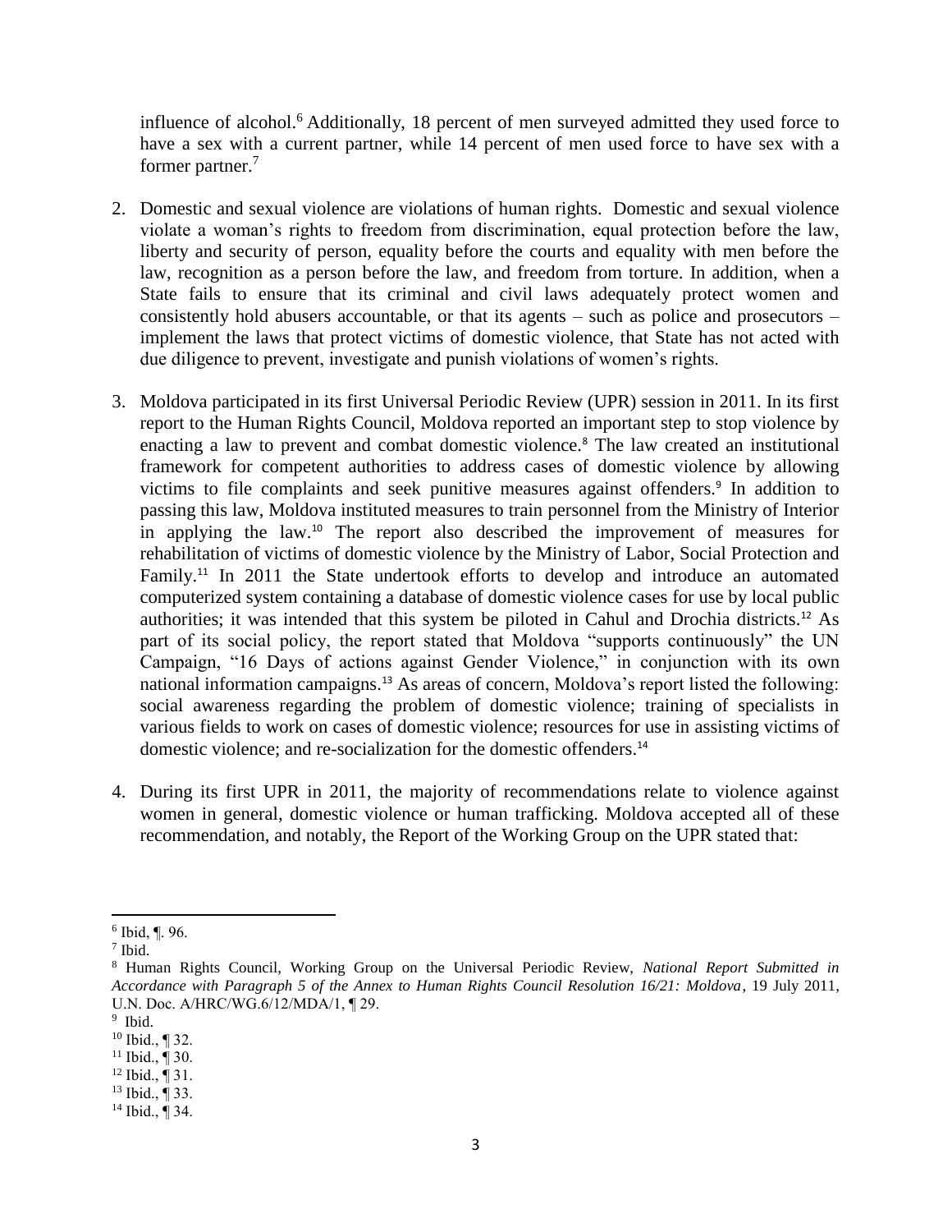influence of alcohol.[6] Additionally, 18 percent of men surveyed admitted they used force to have a sex with a current partner, while 14 percent of men used force to have sex with a former partner.[7]

2. Domestic and sexual violence are violations of human rights. Domestic and sexual violence violate a woman's rights to freedom from discrimination, equal protection before the law, liberty and security of person, equality before the courts and equality with men before the law, recognition as a person before the law, and freedom from torture. In addition, when a State fails to ensure that its criminal and civil laws adequately protect women and consistently hold abusers accountable, or that its agents – such as police and prosecutors – implement the laws that protect victims of domestic violence, that State has not acted with due diligence to prevent, investigate and punish violations of women's rights.

3. Moldova participated in its first Universal Periodic Review (UPR) session in 2011. In its first report to the Human Rights Council, Moldova reported an important step to stop violence by enacting a law to prevent and combat domestic violence.[8] The law created an institutional framework for competent authorities to address cases of domestic violence by allowing victims to file complaints and seek punitive measures against offenders.[9] In addition to passing this law, Moldova instituted measures to train personnel from the Ministry of Interior in applying the law.[10] The report also described the improvement of measures for rehabilitation of victims of domestic violence by the Ministry of Labor, Social Protection and Family.[11] In 2011 the State undertook efforts to develop and introduce an automated computerized system containing a database of domestic violence cases for use by local public authorities; it was intended that this system be piloted in Cahul and Drochia districts.[12] As part of its social policy, the report stated that Moldova "supports continuously" the UN Campaign, "16 Days of actions against Gender Violence," in conjunction with its own national information campaigns.[13] As areas of concern, Moldova's report listed the following: social awareness regarding the problem of domestic violence; training of specialists in various fields to work on cases of domestic violence; resources for use in assisting victims of domestic violence; and re-socialization for the domestic offenders.[14]

4. During its first UPR in 2011, the majority of recommendations relate to violence against women in general, domestic violence or human trafficking. Moldova accepted all of these recommendation, and notably, the Report of the Working Group on the UPR stated that:

---

[6] Ibid, ¶. 96.

[7] Ibid.

[8] Human Rights Council, Working Group on the Universal Periodic Review, *National Report Submitted in Accordance with Paragraph 5 of the Annex to Human Rights Council Resolution 16/21: Moldova*, 19 July 2011, U.N. Doc. A/HRC/WG.6/12/MDA/1, ¶ 29.

[9] Ibid.

[10] Ibid., ¶ 32.

[11] Ibid., ¶ 30.

[12] Ibid., ¶ 31.

[13] Ibid., ¶ 33.

[14] Ibid., ¶ 34.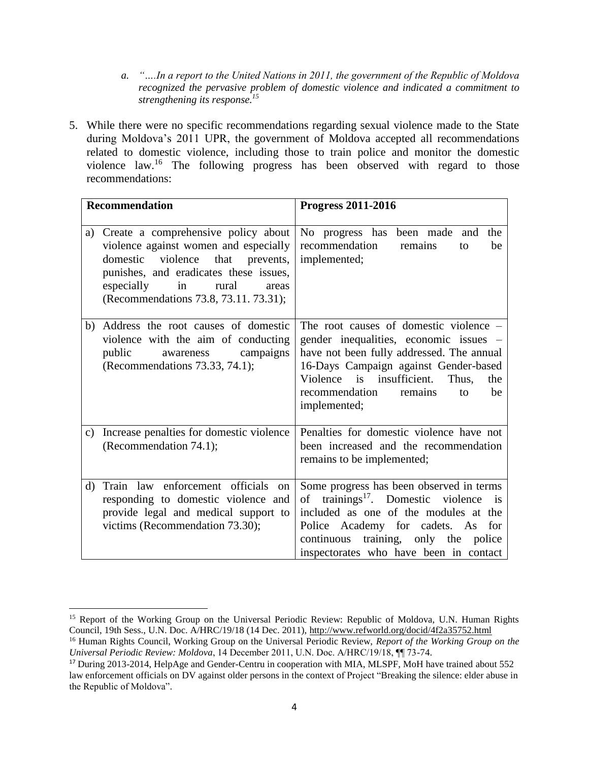a. *"….In a report to the United Nations in 2011, the government of the Republic of Moldova recognized the pervasive problem of domestic violence and indicated a commitment to strengthening its response.*[15]

5. While there were no specific recommendations regarding sexual violence made to the State during Moldova's 2011 UPR, the government of Moldova accepted all recommendations related to domestic violence, including those to train police and monitor the domestic violence law.[16] The following progress has been observed with regard to those recommendations:

| **Recommendation** | **Progress 2011-2016** |
|---|---|
| a) Create a comprehensive policy about violence against women and especially domestic violence that prevents, punishes, and eradicates these issues, especially in rural areas (Recommendations 73.8, 73.11. 73.31); | No progress has been made and the recommendation remains to be implemented; |
| b) Address the root causes of domestic violence with the aim of conducting public awareness campaigns (Recommendations 73.33, 74.1); | The root causes of domestic violence – gender inequalities, economic issues – have not been fully addressed. The annual 16-Days Campaign against Gender-based Violence is insufficient. Thus, the recommendation remains to be implemented; |
| c) Increase penalties for domestic violence (Recommendation 74.1); | Penalties for domestic violence have not been increased and the recommendation remains to be implemented; |
| d) Train law enforcement officials on responding to domestic violence and provide legal and medical support to victims (Recommendation 73.30); | Some progress has been observed in terms of trainings[17]. Domestic violence is included as one of the modules at the Police Academy for cadets. As for continuous training, only the police inspectorates who have been in contact |

[15] Report of the Working Group on the Universal Periodic Review: Republic of Moldova, U.N. Human Rights Council, 19th Sess., U.N. Doc. A/HRC/19/18 (14 Dec. 2011), http://www.refworld.org/docid/4f2a35752.html

[16] Human Rights Council, Working Group on the Universal Periodic Review, *Report of the Working Group on the Universal Periodic Review: Moldova*, 14 December 2011, U.N. Doc. A/HRC/19/18, ¶¶ 73-74.

[17] During 2013-2014, HelpAge and Gender-Centru in cooperation with MIA, MLSPF, MoH have trained about 552 law enforcement officials on DV against older persons in the context of Project "Breaking the silence: elder abuse in the Republic of Moldova".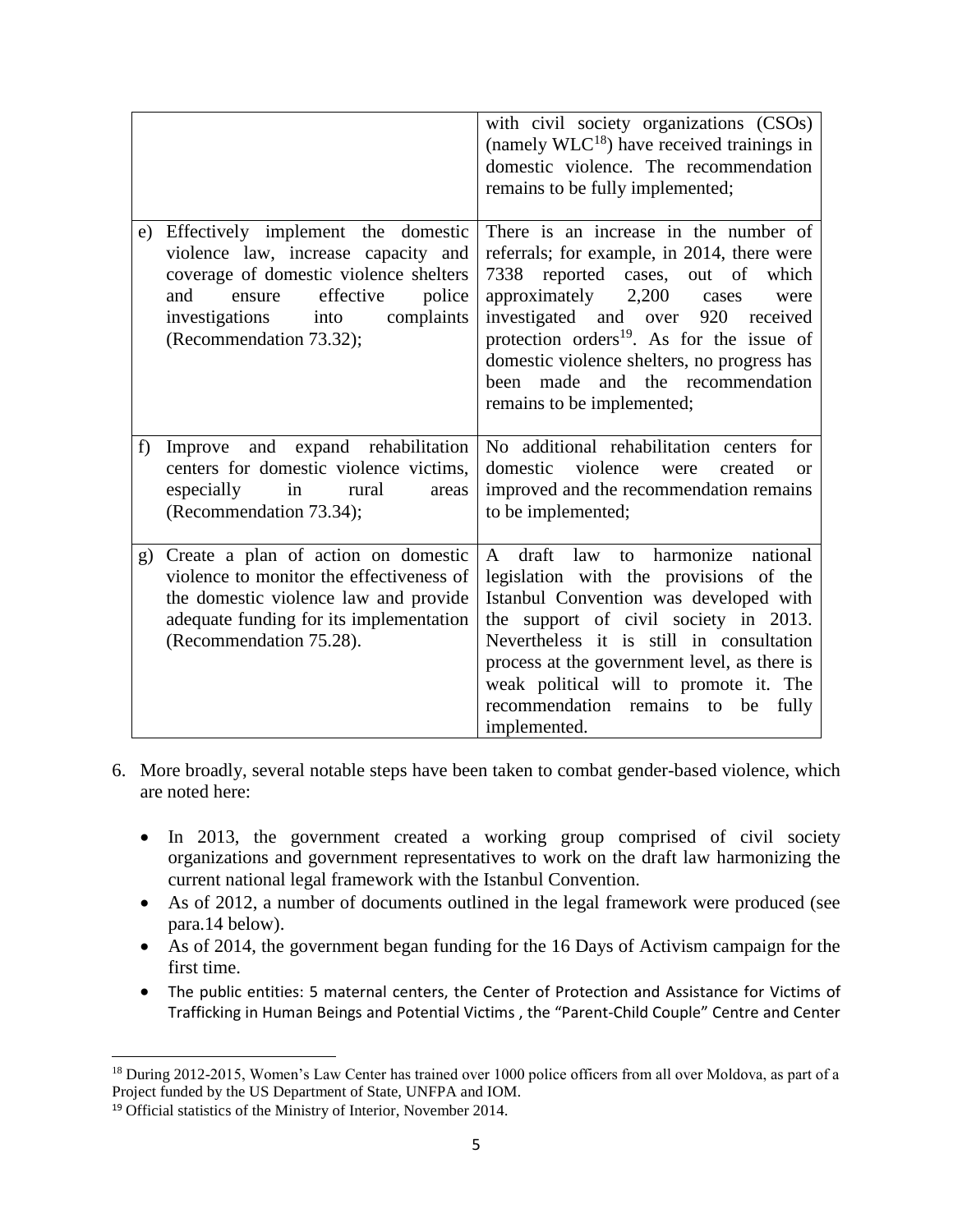| | |
|---|---|
| | with civil society organizations (CSOs) (namely WLC[18]) have received trainings in domestic violence. The recommendation remains to be fully implemented; |
| e) Effectively implement the domestic violence law, increase capacity and coverage of domestic violence shelters and ensure effective police investigations into complaints (Recommendation 73.32); | There is an increase in the number of referrals; for example, in 2014, there were 7338 reported cases, out of which approximately 2,200 cases were investigated and over 920 received protection orders[19]. As for the issue of domestic violence shelters, no progress has been made and the recommendation remains to be implemented; |
| f) Improve and expand rehabilitation centers for domestic violence victims, especially in rural areas (Recommendation 73.34); | No additional rehabilitation centers for domestic violence were created or improved and the recommendation remains to be implemented; |
| g) Create a plan of action on domestic violence to monitor the effectiveness of the domestic violence law and provide adequate funding for its implementation (Recommendation 75.28). | A draft law to harmonize national legislation with the provisions of the Istanbul Convention was developed with the support of civil society in 2013. Nevertheless it is still in consultation process at the government level, as there is weak political will to promote it. The recommendation remains to be fully implemented. |

6. More broadly, several notable steps have been taken to combat gender-based violence, which are noted here:

   - In 2013, the government created a working group comprised of civil society organizations and government representatives to work on the draft law harmonizing the current national legal framework with the Istanbul Convention.
   - As of 2012, a number of documents outlined in the legal framework were produced (see para.14 below).
   - As of 2014, the government began funding for the 16 Days of Activism campaign for the first time.
   - The public entities: 5 maternal centers, the Center of Protection and Assistance for Victims of Trafficking in Human Beings and Potential Victims , the "Parent-Child Couple" Centre and Center

[18] During 2012-2015, Women's Law Center has trained over 1000 police officers from all over Moldova, as part of a Project funded by the US Department of State, UNFPA and IOM.

[19] Official statistics of the Ministry of Interior, November 2014.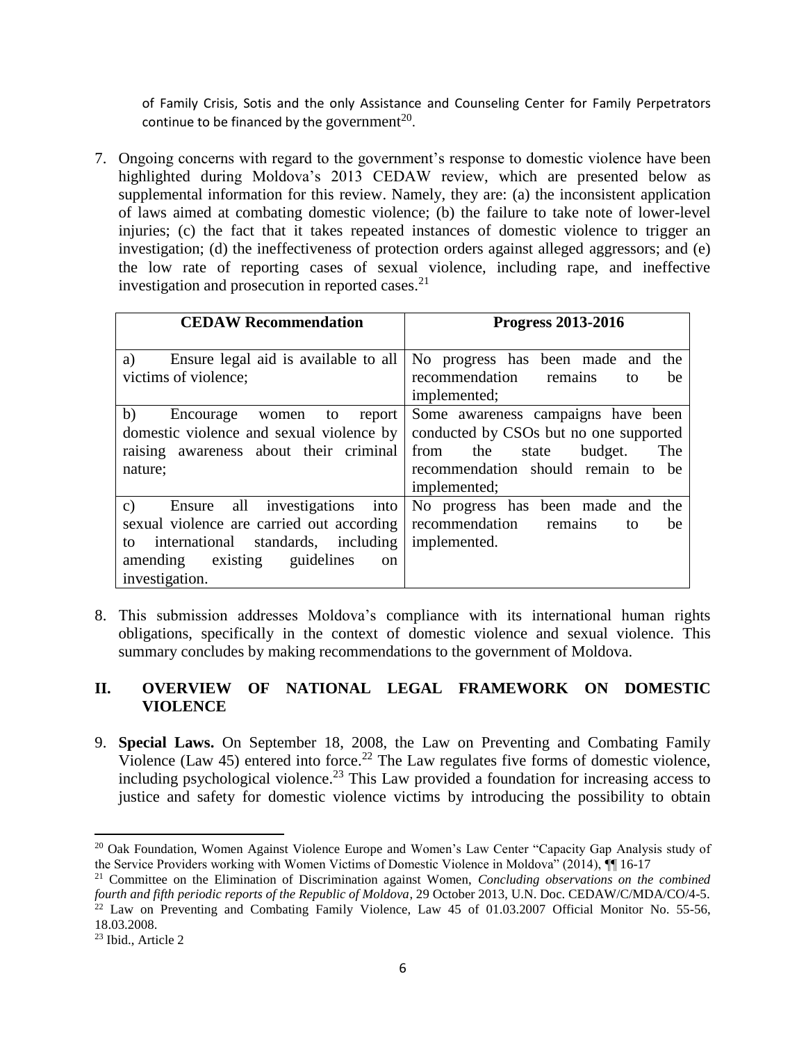of Family Crisis, Sotis and the only Assistance and Counseling Center for Family Perpetrators continue to be financed by the government[20].

7. Ongoing concerns with regard to the government's response to domestic violence have been highlighted during Moldova's 2013 CEDAW review, which are presented below as supplemental information for this review. Namely, they are: (a) the inconsistent application of laws aimed at combating domestic violence; (b) the failure to take note of lower-level injuries; (c) the fact that it takes repeated instances of domestic violence to trigger an investigation; (d) the ineffectiveness of protection orders against alleged aggressors; and (e) the low rate of reporting cases of sexual violence, including rape, and ineffective investigation and prosecution in reported cases.[21]

| CEDAW Recommendation | Progress 2013-2016 |
|---|---|
| a) Ensure legal aid is available to all victims of violence; | No progress has been made and the recommendation remains to be implemented; |
| b) Encourage women to report domestic violence and sexual violence by raising awareness about their criminal nature; | Some awareness campaigns have been conducted by CSOs but no one supported from the state budget. The recommendation should remain to be implemented; |
| c) Ensure all investigations into sexual violence are carried out according to international standards, including amending existing guidelines on investigation. | No progress has been made and the recommendation remains to be implemented. |

8. This submission addresses Moldova's compliance with its international human rights obligations, specifically in the context of domestic violence and sexual violence. This summary concludes by making recommendations to the government of Moldova.

## II. OVERVIEW OF NATIONAL LEGAL FRAMEWORK ON DOMESTIC VIOLENCE

9. **Special Laws.** On September 18, 2008, the Law on Preventing and Combating Family Violence (Law 45) entered into force.[22] The Law regulates five forms of domestic violence, including psychological violence.[23] This Law provided a foundation for increasing access to justice and safety for domestic violence victims by introducing the possibility to obtain

---

[20] Oak Foundation, Women Against Violence Europe and Women's Law Center "Capacity Gap Analysis study of the Service Providers working with Women Victims of Domestic Violence in Moldova" (2014), ¶¶ 16-17

[21] Committee on the Elimination of Discrimination against Women, *Concluding observations on the combined fourth and fifth periodic reports of the Republic of Moldova*, 29 October 2013, U.N. Doc. CEDAW/C/MDA/CO/4-5.

[22] Law on Preventing and Combating Family Violence, Law 45 of 01.03.2007 Official Monitor No. 55-56, 18.03.2008.

[23] Ibid., Article 2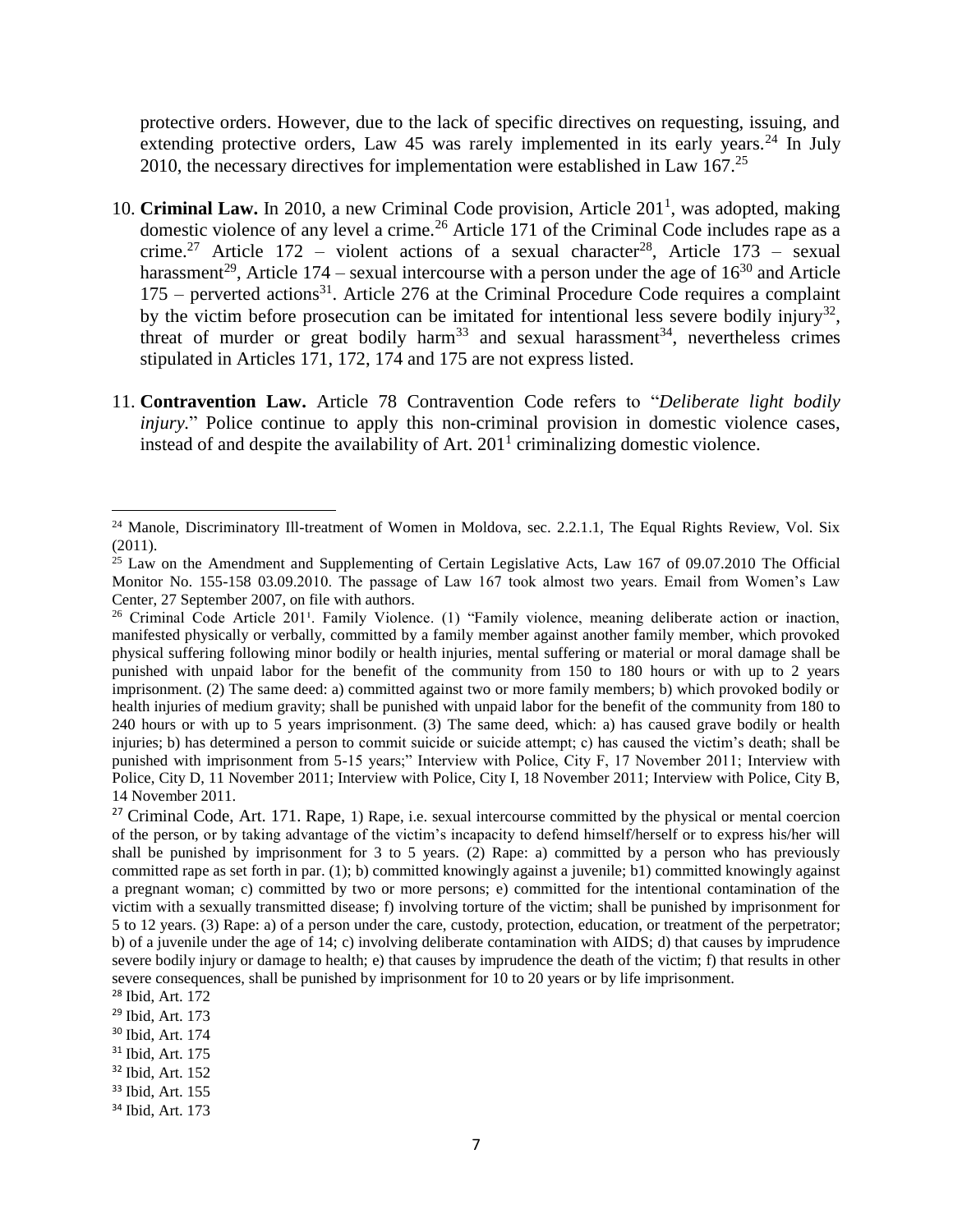protective orders. However, due to the lack of specific directives on requesting, issuing, and extending protective orders, Law 45 was rarely implemented in its early years.[24] In July 2010, the necessary directives for implementation were established in Law 167.[25]

10. **Criminal Law.** In 2010, a new Criminal Code provision, Article 201[1], was adopted, making domestic violence of any level a crime.[26] Article 171 of the Criminal Code includes rape as a crime.[27] Article 172 – violent actions of a sexual character[28], Article 173 – sexual harassment[29], Article 174 – sexual intercourse with a person under the age of 16[30] and Article 175 – perverted actions[31]. Article 276 at the Criminal Procedure Code requires a complaint by the victim before prosecution can be imitated for intentional less severe bodily injury[32], threat of murder or great bodily harm[33] and sexual harassment[34], nevertheless crimes stipulated in Articles 171, 172, 174 and 175 are not express listed.

11. **Contravention Law.** Article 78 Contravention Code refers to "*Deliberate light bodily injury.*" Police continue to apply this non-criminal provision in domestic violence cases, instead of and despite the availability of Art. 201[1] criminalizing domestic violence.

---

[24] Manole, Discriminatory Ill-treatment of Women in Moldova, sec. 2.2.1.1, The Equal Rights Review, Vol. Six (2011).

[25] Law on the Amendment and Supplementing of Certain Legislative Acts, Law 167 of 09.07.2010 The Official Monitor No. 155-158 03.09.2010. The passage of Law 167 took almost two years. Email from Women's Law Center, 27 September 2007, on file with authors.

[26] Criminal Code Article 201[1]. Family Violence. (1) "Family violence, meaning deliberate action or inaction, manifested physically or verbally, committed by a family member against another family member, which provoked physical suffering following minor bodily or health injuries, mental suffering or material or moral damage shall be punished with unpaid labor for the benefit of the community from 150 to 180 hours or with up to 2 years imprisonment. (2) The same deed: a) committed against two or more family members; b) which provoked bodily or health injuries of medium gravity; shall be punished with unpaid labor for the benefit of the community from 180 to 240 hours or with up to 5 years imprisonment. (3) The same deed, which: a) has caused grave bodily or health injuries; b) has determined a person to commit suicide or suicide attempt; c) has caused the victim's death; shall be punished with imprisonment from 5-15 years;" Interview with Police, City F, 17 November 2011; Interview with Police, City D, 11 November 2011; Interview with Police, City I, 18 November 2011; Interview with Police, City B, 14 November 2011.

[27] Criminal Code, Art. 171. Rape, 1) Rape, i.e. sexual intercourse committed by the physical or mental coercion of the person, or by taking advantage of the victim's incapacity to defend himself/herself or to express his/her will shall be punished by imprisonment for 3 to 5 years. (2) Rape: a) committed by a person who has previously committed rape as set forth in par. (1); b) committed knowingly against a juvenile; b1) committed knowingly against a pregnant woman; c) committed by two or more persons; e) committed for the intentional contamination of the victim with a sexually transmitted disease; f) involving torture of the victim; shall be punished by imprisonment for 5 to 12 years. (3) Rape: a) of a person under the care, custody, protection, education, or treatment of the perpetrator; b) of a juvenile under the age of 14; c) involving deliberate contamination with AIDS; d) that causes by imprudence severe bodily injury or damage to health; e) that causes by imprudence the death of the victim; f) that results in other severe consequences, shall be punished by imprisonment for 10 to 20 years or by life imprisonment.

[28] Ibid, Art. 172

[29] Ibid, Art. 173

[30] Ibid, Art. 174

[31] Ibid, Art. 175

[32] Ibid, Art. 152

[33] Ibid, Art. 155

[34] Ibid, Art. 173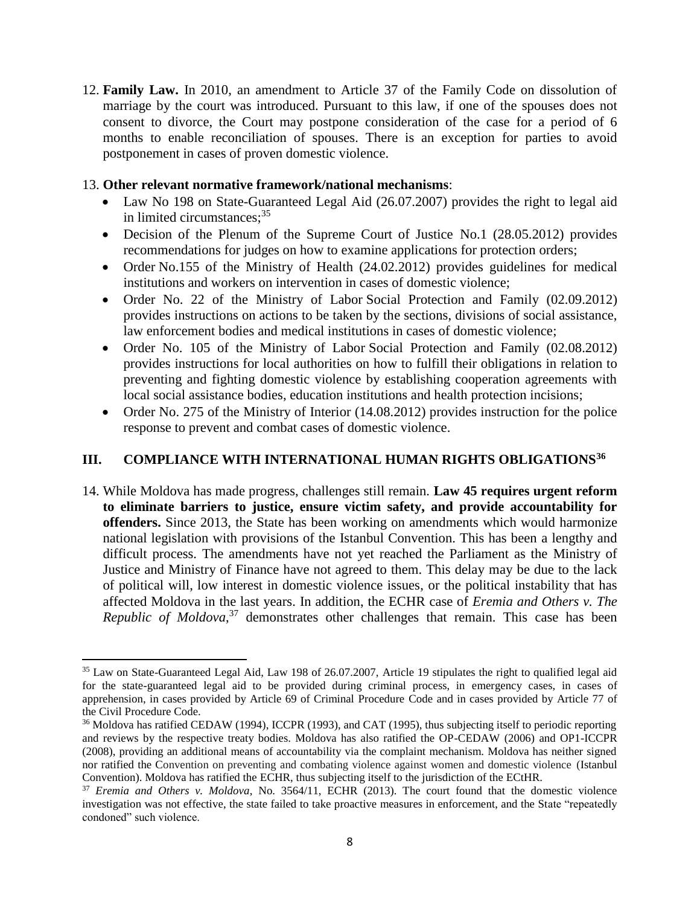12. **Family Law.** In 2010, an amendment to Article 37 of the Family Code on dissolution of marriage by the court was introduced. Pursuant to this law, if one of the spouses does not consent to divorce, the Court may postpone consideration of the case for a period of 6 months to enable reconciliation of spouses. There is an exception for parties to avoid postponement in cases of proven domestic violence.

13. **Other relevant normative framework/national mechanisms**:
    - Law No 198 on State-Guaranteed Legal Aid (26.07.2007) provides the right to legal aid in limited circumstances;[35]
    - Decision of the Plenum of the Supreme Court of Justice No.1 (28.05.2012) provides recommendations for judges on how to examine applications for protection orders;
    - Order No.155 of the Ministry of Health (24.02.2012) provides guidelines for medical institutions and workers on intervention in cases of domestic violence;
    - Order No. 22 of the Ministry of Labor Social Protection and Family (02.09.2012) provides instructions on actions to be taken by the sections, divisions of social assistance, law enforcement bodies and medical institutions in cases of domestic violence;
    - Order No. 105 of the Ministry of Labor Social Protection and Family (02.08.2012) provides instructions for local authorities on how to fulfill their obligations in relation to preventing and fighting domestic violence by establishing cooperation agreements with local social assistance bodies, education institutions and health protection incisions;
    - Order No. 275 of the Ministry of Interior (14.08.2012) provides instruction for the police response to prevent and combat cases of domestic violence.

## III. COMPLIANCE WITH INTERNATIONAL HUMAN RIGHTS OBLIGATIONS[36]

14. While Moldova has made progress, challenges still remain. **Law 45 requires urgent reform to eliminate barriers to justice, ensure victim safety, and provide accountability for offenders.** Since 2013, the State has been working on amendments which would harmonize national legislation with provisions of the Istanbul Convention. This has been a lengthy and difficult process. The amendments have not yet reached the Parliament as the Ministry of Justice and Ministry of Finance have not agreed to them. This delay may be due to the lack of political will, low interest in domestic violence issues, or the political instability that has affected Moldova in the last years. In addition, the ECHR case of *Eremia and Others v. The Republic of Moldova*,[37] demonstrates other challenges that remain. This case has been

---

[35] Law on State-Guaranteed Legal Aid, Law 198 of 26.07.2007, Article 19 stipulates the right to qualified legal aid for the state-guaranteed legal aid to be provided during criminal process, in emergency cases, in cases of apprehension, in cases provided by Article 69 of Criminal Procedure Code and in cases provided by Article 77 of the Civil Procedure Code.

[36] Moldova has ratified CEDAW (1994), ICCPR (1993), and CAT (1995), thus subjecting itself to periodic reporting and reviews by the respective treaty bodies. Moldova has also ratified the OP-CEDAW (2006) and OP1-ICCPR (2008), providing an additional means of accountability via the complaint mechanism. Moldova has neither signed nor ratified the Convention on preventing and combating violence against women and domestic violence (Istanbul Convention). Moldova has ratified the ECHR, thus subjecting itself to the jurisdiction of the ECtHR.

[37] *Eremia and Others v. Moldova*, No. 3564/11, ECHR (2013). The court found that the domestic violence investigation was not effective, the state failed to take proactive measures in enforcement, and the State "repeatedly condoned" such violence.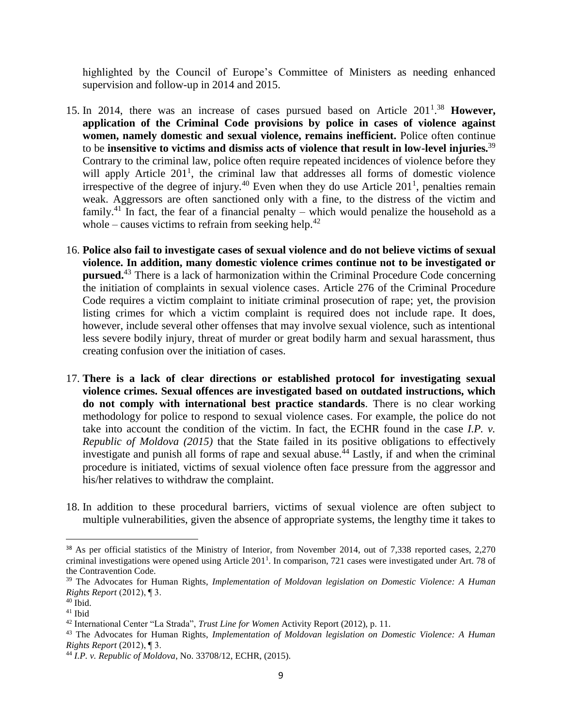highlighted by the Council of Europe's Committee of Ministers as needing enhanced supervision and follow-up in 2014 and 2015.

15. In 2014, there was an increase of cases pursued based on Article $201^1$.[38] **However, application of the Criminal Code provisions by police in cases of violence against women, namely domestic and sexual violence, remains inefficient.** Police often continue to be **insensitive to victims and dismiss acts of violence that result in low-level injuries.**[39] Contrary to the criminal law, police often require repeated incidences of violence before they will apply Article $201^1$, the criminal law that addresses all forms of domestic violence irrespective of the degree of injury.[40] Even when they do use Article $201^1$, penalties remain weak. Aggressors are often sanctioned only with a fine, to the distress of the victim and family.[41] In fact, the fear of a financial penalty – which would penalize the household as a whole – causes victims to refrain from seeking help.[42]

16. **Police also fail to investigate cases of sexual violence and do not believe victims of sexual violence. In addition, many domestic violence crimes continue not to be investigated or pursued.**[43] There is a lack of harmonization within the Criminal Procedure Code concerning the initiation of complaints in sexual violence cases. Article 276 of the Criminal Procedure Code requires a victim complaint to initiate criminal prosecution of rape; yet, the provision listing crimes for which a victim complaint is required does not include rape. It does, however, include several other offenses that may involve sexual violence, such as intentional less severe bodily injury, threat of murder or great bodily harm and sexual harassment, thus creating confusion over the initiation of cases.

17. **There is a lack of clear directions or established protocol for investigating sexual violence crimes. Sexual offences are investigated based on outdated instructions, which do not comply with international best practice standards**. There is no clear working methodology for police to respond to sexual violence cases. For example, the police do not take into account the condition of the victim. In fact, the ECHR found in the case *I.P. v. Republic of Moldova (2015)* that the State failed in its positive obligations to effectively investigate and punish all forms of rape and sexual abuse.[44] Lastly, if and when the criminal procedure is initiated, victims of sexual violence often face pressure from the aggressor and his/her relatives to withdraw the complaint.

18. In addition to these procedural barriers, victims of sexual violence are often subject to multiple vulnerabilities, given the absence of appropriate systems, the lengthy time it takes to

---

[38] As per official statistics of the Ministry of Interior, from November 2014, out of 7,338 reported cases, 2,270 criminal investigations were opened using Article $201^1$. In comparison, 721 cases were investigated under Art. 78 of the Contravention Code.

[39] The Advocates for Human Rights, *Implementation of Moldovan legislation on Domestic Violence: A Human Rights Report* (2012), ¶ 3.

[40] Ibid.

[41] Ibid

[42] International Center "La Strada", *Trust Line for Women* Activity Report (2012), p. 11.

[43] The Advocates for Human Rights, *Implementation of Moldovan legislation on Domestic Violence: A Human Rights Report* (2012), ¶ 3.

[44] *I.P. v. Republic of Moldova*, No. 33708/12, ECHR, (2015).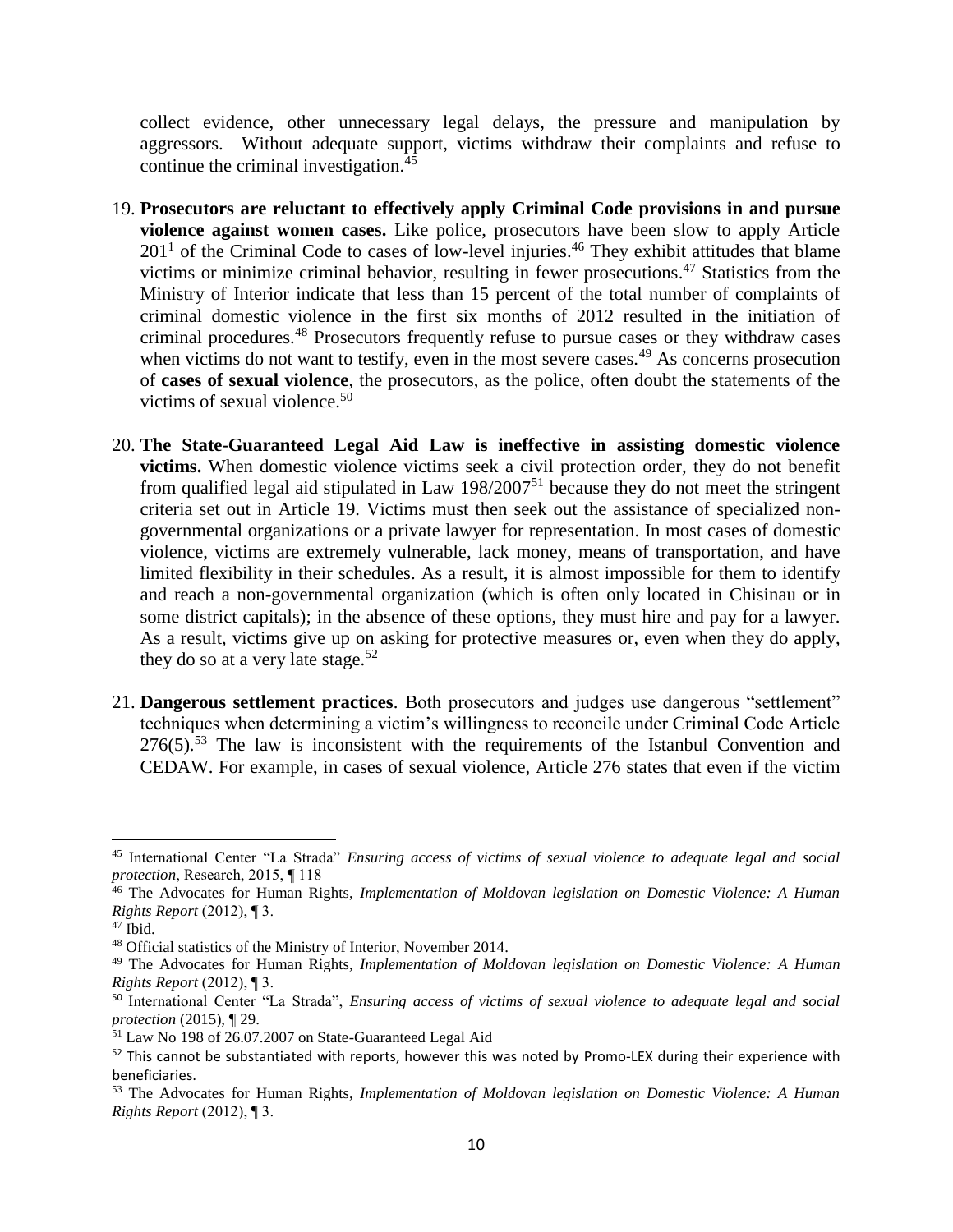collect evidence, other unnecessary legal delays, the pressure and manipulation by aggressors. Without adequate support, victims withdraw their complaints and refuse to continue the criminal investigation.[45]

19. **Prosecutors are reluctant to effectively apply Criminal Code provisions in and pursue violence against women cases.** Like police, prosecutors have been slow to apply Article 201[1] of the Criminal Code to cases of low-level injuries.[46] They exhibit attitudes that blame victims or minimize criminal behavior, resulting in fewer prosecutions.[47] Statistics from the Ministry of Interior indicate that less than 15 percent of the total number of complaints of criminal domestic violence in the first six months of 2012 resulted in the initiation of criminal procedures.[48] Prosecutors frequently refuse to pursue cases or they withdraw cases when victims do not want to testify, even in the most severe cases.[49] As concerns prosecution of **cases of sexual violence**, the prosecutors, as the police, often doubt the statements of the victims of sexual violence.[50]

20. **The State-Guaranteed Legal Aid Law is ineffective in assisting domestic violence victims.** When domestic violence victims seek a civil protection order, they do not benefit from qualified legal aid stipulated in Law 198/2007[51] because they do not meet the stringent criteria set out in Article 19. Victims must then seek out the assistance of specialized non-governmental organizations or a private lawyer for representation. In most cases of domestic violence, victims are extremely vulnerable, lack money, means of transportation, and have limited flexibility in their schedules. As a result, it is almost impossible for them to identify and reach a non-governmental organization (which is often only located in Chisinau or in some district capitals); in the absence of these options, they must hire and pay for a lawyer. As a result, victims give up on asking for protective measures or, even when they do apply, they do so at a very late stage.[52]

21. **Dangerous settlement practices**. Both prosecutors and judges use dangerous "settlement" techniques when determining a victim's willingness to reconcile under Criminal Code Article 276(5).[53] The law is inconsistent with the requirements of the Istanbul Convention and CEDAW. For example, in cases of sexual violence, Article 276 states that even if the victim

---

[45] International Center "La Strada" *Ensuring access of victims of sexual violence to adequate legal and social protection*, Research, 2015, ¶ 118

[46] The Advocates for Human Rights, *Implementation of Moldovan legislation on Domestic Violence: A Human Rights Report* (2012), ¶ 3.

[47] Ibid.

[48] Official statistics of the Ministry of Interior, November 2014.

[49] The Advocates for Human Rights, *Implementation of Moldovan legislation on Domestic Violence: A Human Rights Report* (2012), ¶ 3.

[50] International Center "La Strada", *Ensuring access of victims of sexual violence to adequate legal and social protection* (2015), ¶ 29.

[51] Law No 198 of 26.07.2007 on State-Guaranteed Legal Aid

[52] This cannot be substantiated with reports, however this was noted by Promo-LEX during their experience with beneficiaries.

[53] The Advocates for Human Rights, *Implementation of Moldovan legislation on Domestic Violence: A Human Rights Report* (2012), ¶ 3.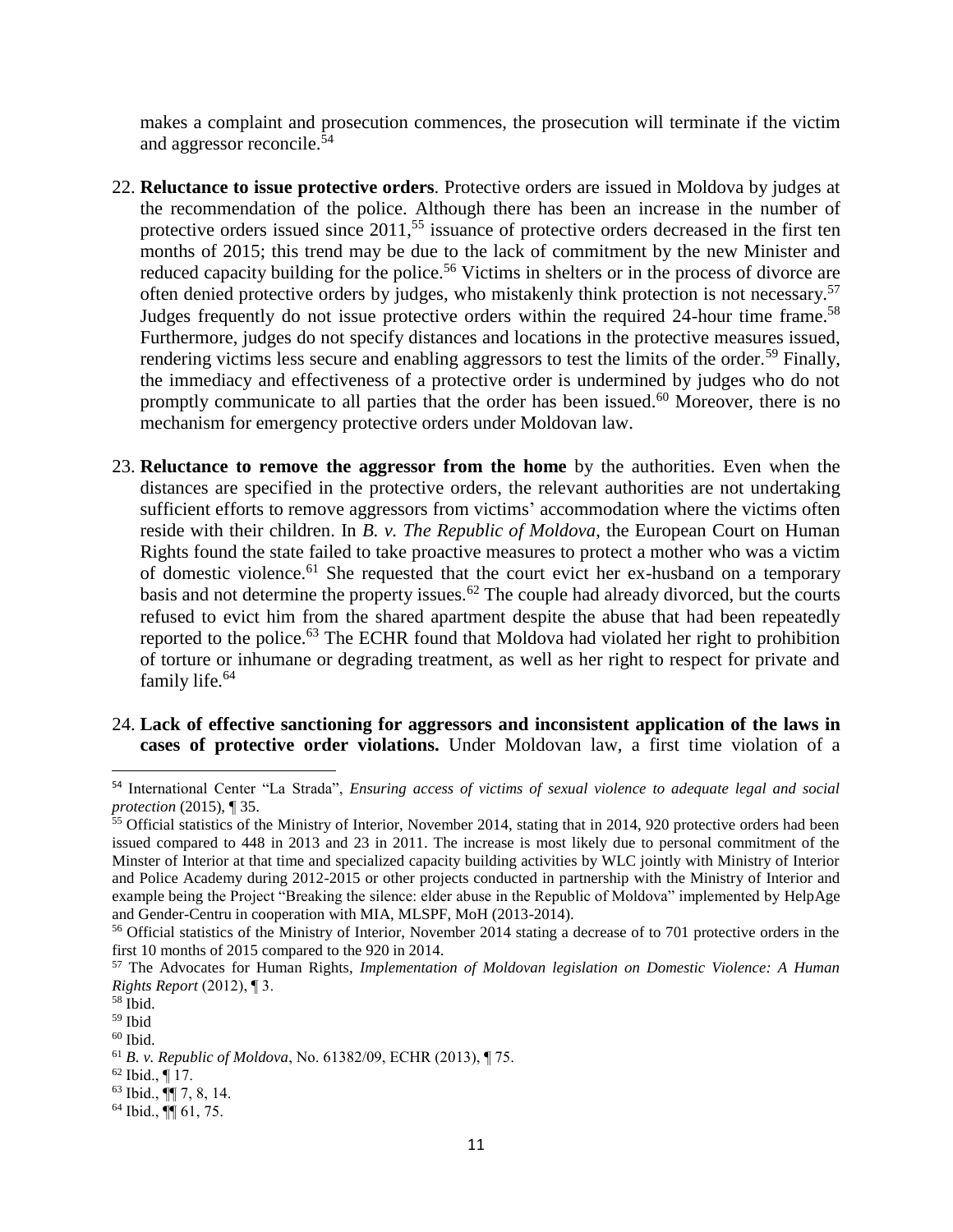makes a complaint and prosecution commences, the prosecution will terminate if the victim and aggressor reconcile.[54]

22. **Reluctance to issue protective orders**. Protective orders are issued in Moldova by judges at the recommendation of the police. Although there has been an increase in the number of protective orders issued since 2011,[55] issuance of protective orders decreased in the first ten months of 2015; this trend may be due to the lack of commitment by the new Minister and reduced capacity building for the police.[56] Victims in shelters or in the process of divorce are often denied protective orders by judges, who mistakenly think protection is not necessary.[57] Judges frequently do not issue protective orders within the required 24-hour time frame.[58] Furthermore, judges do not specify distances and locations in the protective measures issued, rendering victims less secure and enabling aggressors to test the limits of the order.[59] Finally, the immediacy and effectiveness of a protective order is undermined by judges who do not promptly communicate to all parties that the order has been issued.[60] Moreover, there is no mechanism for emergency protective orders under Moldovan law.

23. **Reluctance to remove the aggressor from the home** by the authorities. Even when the distances are specified in the protective orders, the relevant authorities are not undertaking sufficient efforts to remove aggressors from victims' accommodation where the victims often reside with their children. In *B. v. The Republic of Moldova*, the European Court on Human Rights found the state failed to take proactive measures to protect a mother who was a victim of domestic violence.[61] She requested that the court evict her ex-husband on a temporary basis and not determine the property issues.[62] The couple had already divorced, but the courts refused to evict him from the shared apartment despite the abuse that had been repeatedly reported to the police.[63] The ECHR found that Moldova had violated her right to prohibition of torture or inhumane or degrading treatment, as well as her right to respect for private and family life.[64]

24. **Lack of effective sanctioning for aggressors and inconsistent application of the laws in cases of protective order violations.** Under Moldovan law, a first time violation of a

---

[54] International Center "La Strada", *Ensuring access of victims of sexual violence to adequate legal and social protection* (2015), ¶ 35.

[55] Official statistics of the Ministry of Interior, November 2014, stating that in 2014, 920 protective orders had been issued compared to 448 in 2013 and 23 in 2011. The increase is most likely due to personal commitment of the Minster of Interior at that time and specialized capacity building activities by WLC jointly with Ministry of Interior and Police Academy during 2012-2015 or other projects conducted in partnership with the Ministry of Interior and example being the Project "Breaking the silence: elder abuse in the Republic of Moldova" implemented by HelpAge and Gender-Centru in cooperation with MIA, MLSPF, MoH (2013-2014).

[56] Official statistics of the Ministry of Interior, November 2014 stating a decrease of to 701 protective orders in the first 10 months of 2015 compared to the 920 in 2014.

[57] The Advocates for Human Rights, *Implementation of Moldovan legislation on Domestic Violence: A Human Rights Report* (2012), ¶ 3.

[58] Ibid.

[59] Ibid

[60] Ibid.

[61] *B. v. Republic of Moldova*, No. 61382/09, ECHR (2013), ¶ 75.

[62] Ibid., ¶ 17.

[63] Ibid., ¶¶ 7, 8, 14.

[64] Ibid., ¶¶ 61, 75.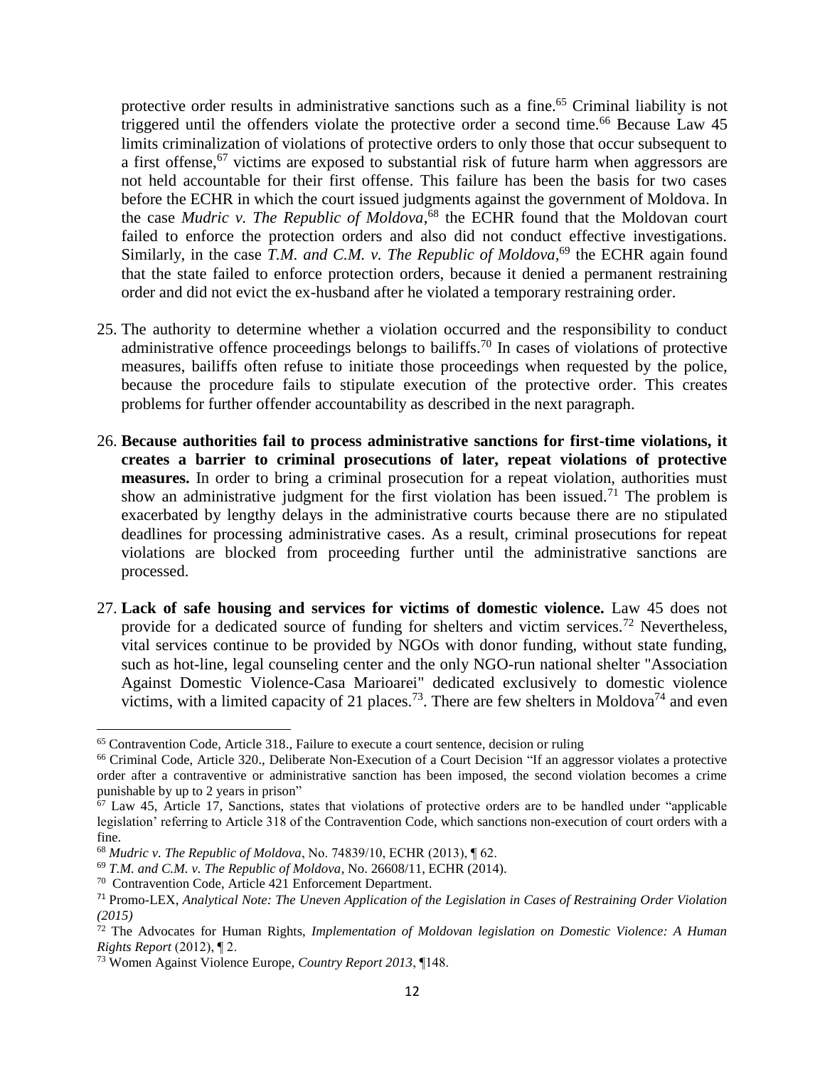protective order results in administrative sanctions such as a fine.[65] Criminal liability is not triggered until the offenders violate the protective order a second time.[66] Because Law 45 limits criminalization of violations of protective orders to only those that occur subsequent to a first offense,[67] victims are exposed to substantial risk of future harm when aggressors are not held accountable for their first offense. This failure has been the basis for two cases before the ECHR in which the court issued judgments against the government of Moldova. In the case *Mudric v. The Republic of Moldova*,[68] the ECHR found that the Moldovan court failed to enforce the protection orders and also did not conduct effective investigations. Similarly, in the case *T.M. and C.M. v. The Republic of Moldova*,[69] the ECHR again found that the state failed to enforce protection orders, because it denied a permanent restraining order and did not evict the ex-husband after he violated a temporary restraining order.

25. The authority to determine whether a violation occurred and the responsibility to conduct administrative offence proceedings belongs to bailiffs.[70] In cases of violations of protective measures, bailiffs often refuse to initiate those proceedings when requested by the police, because the procedure fails to stipulate execution of the protective order. This creates problems for further offender accountability as described in the next paragraph.

26. **Because authorities fail to process administrative sanctions for first-time violations, it creates a barrier to criminal prosecutions of later, repeat violations of protective measures.** In order to bring a criminal prosecution for a repeat violation, authorities must show an administrative judgment for the first violation has been issued.[71] The problem is exacerbated by lengthy delays in the administrative courts because there are no stipulated deadlines for processing administrative cases. As a result, criminal prosecutions for repeat violations are blocked from proceeding further until the administrative sanctions are processed.

27. **Lack of safe housing and services for victims of domestic violence.** Law 45 does not provide for a dedicated source of funding for shelters and victim services.[72] Nevertheless, vital services continue to be provided by NGOs with donor funding, without state funding, such as hot-line, legal counseling center and the only NGO-run national shelter "Association Against Domestic Violence-Casa Marioarei" dedicated exclusively to domestic violence victims, with a limited capacity of 21 places.[73]. There are few shelters in Moldova[74] and even

---

[65] Contravention Code, Article 318., Failure to execute a court sentence, decision or ruling

[66] Criminal Code, Article 320., Deliberate Non-Execution of a Court Decision "If an aggressor violates a protective order after a contraventive or administrative sanction has been imposed, the second violation becomes a crime punishable by up to 2 years in prison"

[67] Law 45, Article 17, Sanctions, states that violations of protective orders are to be handled under "applicable legislation' referring to Article 318 of the Contravention Code, which sanctions non-execution of court orders with a fine.

[68] *Mudric v. The Republic of Moldova*, No. 74839/10, ECHR (2013), ¶ 62.

[69] *T.M. and C.M. v. The Republic of Moldova*, No. 26608/11, ECHR (2014).

[70] Contravention Code, Article 421 Enforcement Department.

[71] Promo-LEX, *Analytical Note: The Uneven Application of the Legislation in Cases of Restraining Order Violation (2015)*

[72] The Advocates for Human Rights, *Implementation of Moldovan legislation on Domestic Violence: A Human Rights Report* (2012), ¶ 2.

[73] Women Against Violence Europe, *Country Report 2013*, ¶148.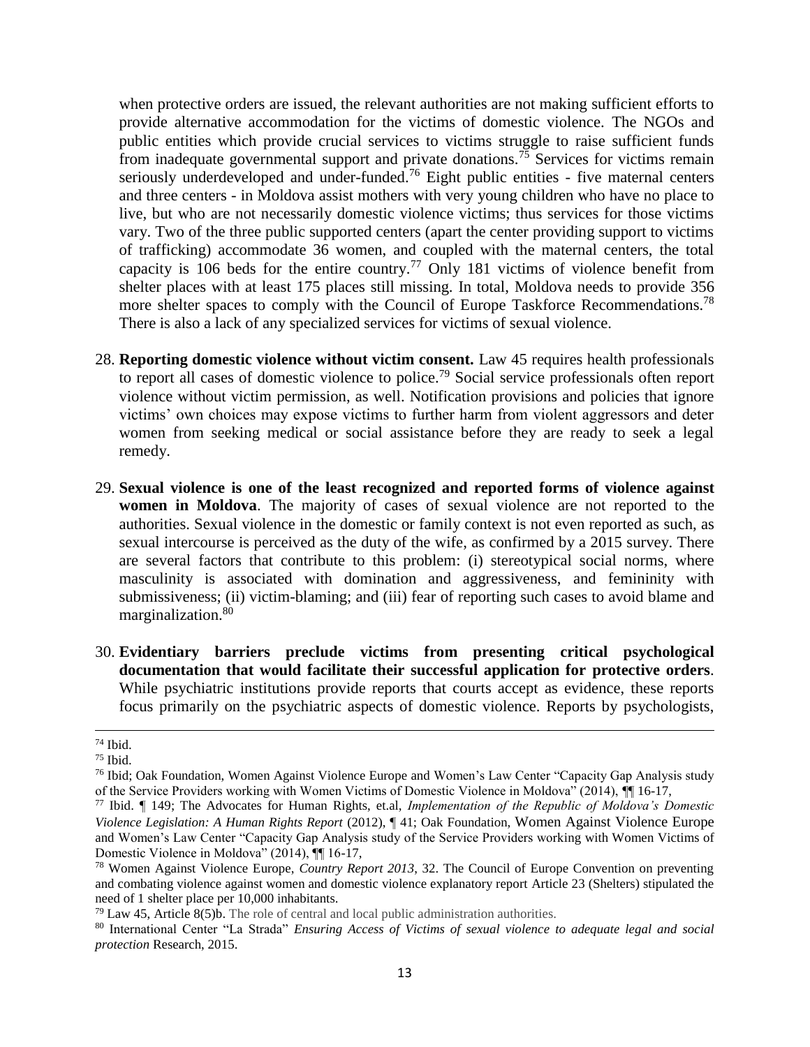when protective orders are issued, the relevant authorities are not making sufficient efforts to provide alternative accommodation for the victims of domestic violence. The NGOs and public entities which provide crucial services to victims struggle to raise sufficient funds from inadequate governmental support and private donations.[75] Services for victims remain seriously underdeveloped and under-funded.[76] Eight public entities - five maternal centers and three centers - in Moldova assist mothers with very young children who have no place to live, but who are not necessarily domestic violence victims; thus services for those victims vary. Two of the three public supported centers (apart the center providing support to victims of trafficking) accommodate 36 women, and coupled with the maternal centers, the total capacity is 106 beds for the entire country.[77] Only 181 victims of violence benefit from shelter places with at least 175 places still missing. In total, Moldova needs to provide 356 more shelter spaces to comply with the Council of Europe Taskforce Recommendations.[78] There is also a lack of any specialized services for victims of sexual violence.

28. **Reporting domestic violence without victim consent.** Law 45 requires health professionals to report all cases of domestic violence to police.[79] Social service professionals often report violence without victim permission, as well. Notification provisions and policies that ignore victims' own choices may expose victims to further harm from violent aggressors and deter women from seeking medical or social assistance before they are ready to seek a legal remedy.

29. **Sexual violence is one of the least recognized and reported forms of violence against women in Moldova**. The majority of cases of sexual violence are not reported to the authorities. Sexual violence in the domestic or family context is not even reported as such, as sexual intercourse is perceived as the duty of the wife, as confirmed by a 2015 survey. There are several factors that contribute to this problem: (i) stereotypical social norms, where masculinity is associated with domination and aggressiveness, and femininity with submissiveness; (ii) victim-blaming; and (iii) fear of reporting such cases to avoid blame and marginalization.[80]

30. **Evidentiary barriers preclude victims from presenting critical psychological documentation that would facilitate their successful application for protective orders**. While psychiatric institutions provide reports that courts accept as evidence, these reports focus primarily on the psychiatric aspects of domestic violence. Reports by psychologists,

---

[74] Ibid.

[75] Ibid.

[76] Ibid; Oak Foundation, Women Against Violence Europe and Women's Law Center "Capacity Gap Analysis study of the Service Providers working with Women Victims of Domestic Violence in Moldova" (2014), ¶¶ 16-17,

[77] Ibid. ¶ 149; The Advocates for Human Rights, et.al, *Implementation of the Republic of Moldova's Domestic Violence Legislation: A Human Rights Report* (2012), ¶ 41; Oak Foundation, Women Against Violence Europe and Women's Law Center "Capacity Gap Analysis study of the Service Providers working with Women Victims of Domestic Violence in Moldova" (2014), ¶¶ 16-17,

[78] Women Against Violence Europe, *Country Report 2013*, 32. The Council of Europe Convention on preventing and combating violence against women and domestic violence explanatory report Article 23 (Shelters) stipulated the need of 1 shelter place per 10,000 inhabitants.

[79] Law 45, Article 8(5)b. The role of central and local public administration authorities.

[80] International Center "La Strada" *Ensuring Access of Victims of sexual violence to adequate legal and social protection* Research, 2015.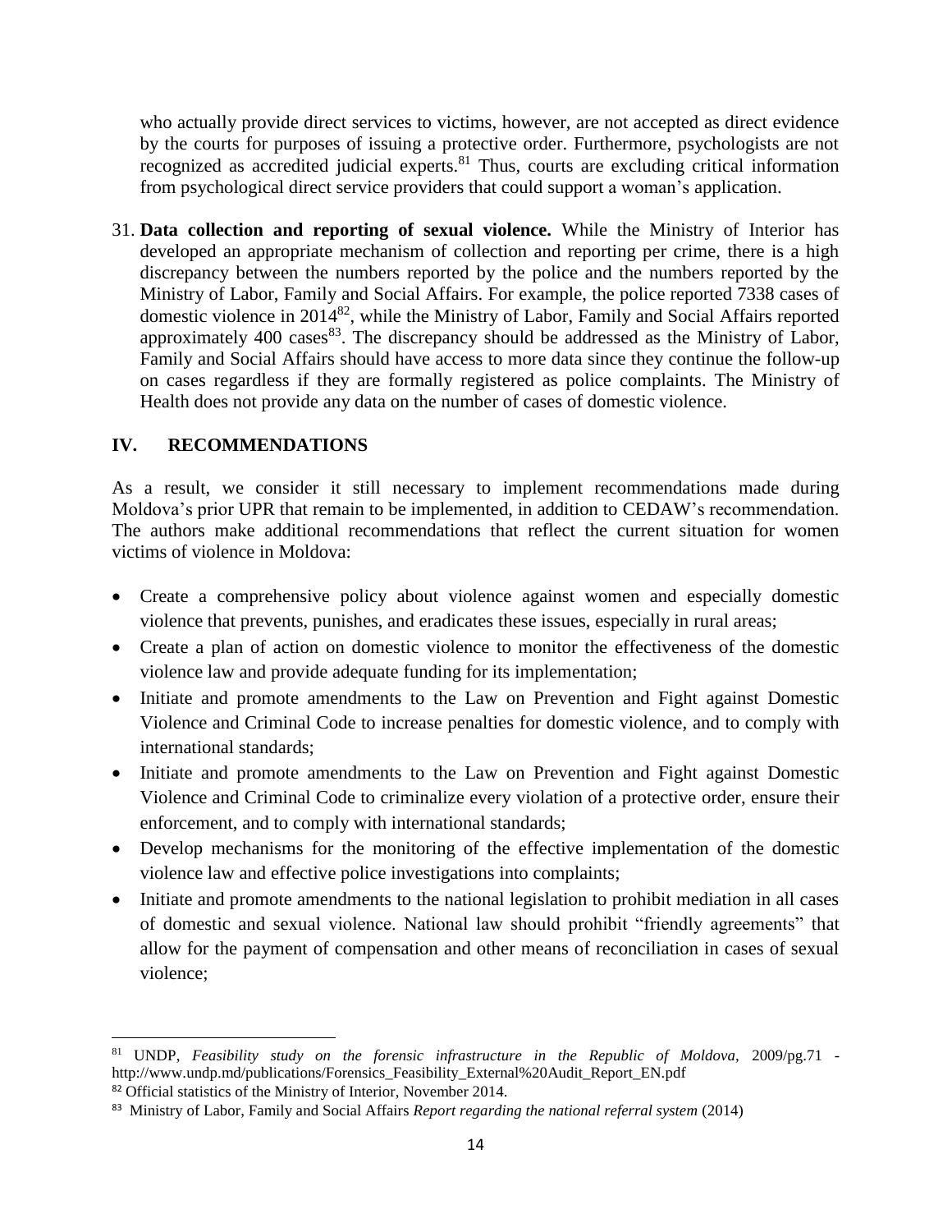who actually provide direct services to victims, however, are not accepted as direct evidence by the courts for purposes of issuing a protective order. Furthermore, psychologists are not recognized as accredited judicial experts.[81] Thus, courts are excluding critical information from psychological direct service providers that could support a woman's application.

31. **Data collection and reporting of sexual violence.** While the Ministry of Interior has developed an appropriate mechanism of collection and reporting per crime, there is a high discrepancy between the numbers reported by the police and the numbers reported by the Ministry of Labor, Family and Social Affairs. For example, the police reported 7338 cases of domestic violence in 2014[82], while the Ministry of Labor, Family and Social Affairs reported approximately 400 cases[83]. The discrepancy should be addressed as the Ministry of Labor, Family and Social Affairs should have access to more data since they continue the follow-up on cases regardless if they are formally registered as police complaints. The Ministry of Health does not provide any data on the number of cases of domestic violence.

## IV. RECOMMENDATIONS

As a result, we consider it still necessary to implement recommendations made during Moldova's prior UPR that remain to be implemented, in addition to CEDAW's recommendation. The authors make additional recommendations that reflect the current situation for women victims of violence in Moldova:

- Create a comprehensive policy about violence against women and especially domestic violence that prevents, punishes, and eradicates these issues, especially in rural areas;
- Create a plan of action on domestic violence to monitor the effectiveness of the domestic violence law and provide adequate funding for its implementation;
- Initiate and promote amendments to the Law on Prevention and Fight against Domestic Violence and Criminal Code to increase penalties for domestic violence, and to comply with international standards;
- Initiate and promote amendments to the Law on Prevention and Fight against Domestic Violence and Criminal Code to criminalize every violation of a protective order, ensure their enforcement, and to comply with international standards;
- Develop mechanisms for the monitoring of the effective implementation of the domestic violence law and effective police investigations into complaints;
- Initiate and promote amendments to the national legislation to prohibit mediation in all cases of domestic and sexual violence. National law should prohibit "friendly agreements" that allow for the payment of compensation and other means of reconciliation in cases of sexual violence;

---

[81] UNDP, *Feasibility study on the forensic infrastructure in the Republic of Moldova*, 2009/pg.71 - http://www.undp.md/publications/Forensics_Feasibility_External%20Audit_Report_EN.pdf

[82] Official statistics of the Ministry of Interior, November 2014.

[83] Ministry of Labor, Family and Social Affairs *Report regarding the national referral system* (2014)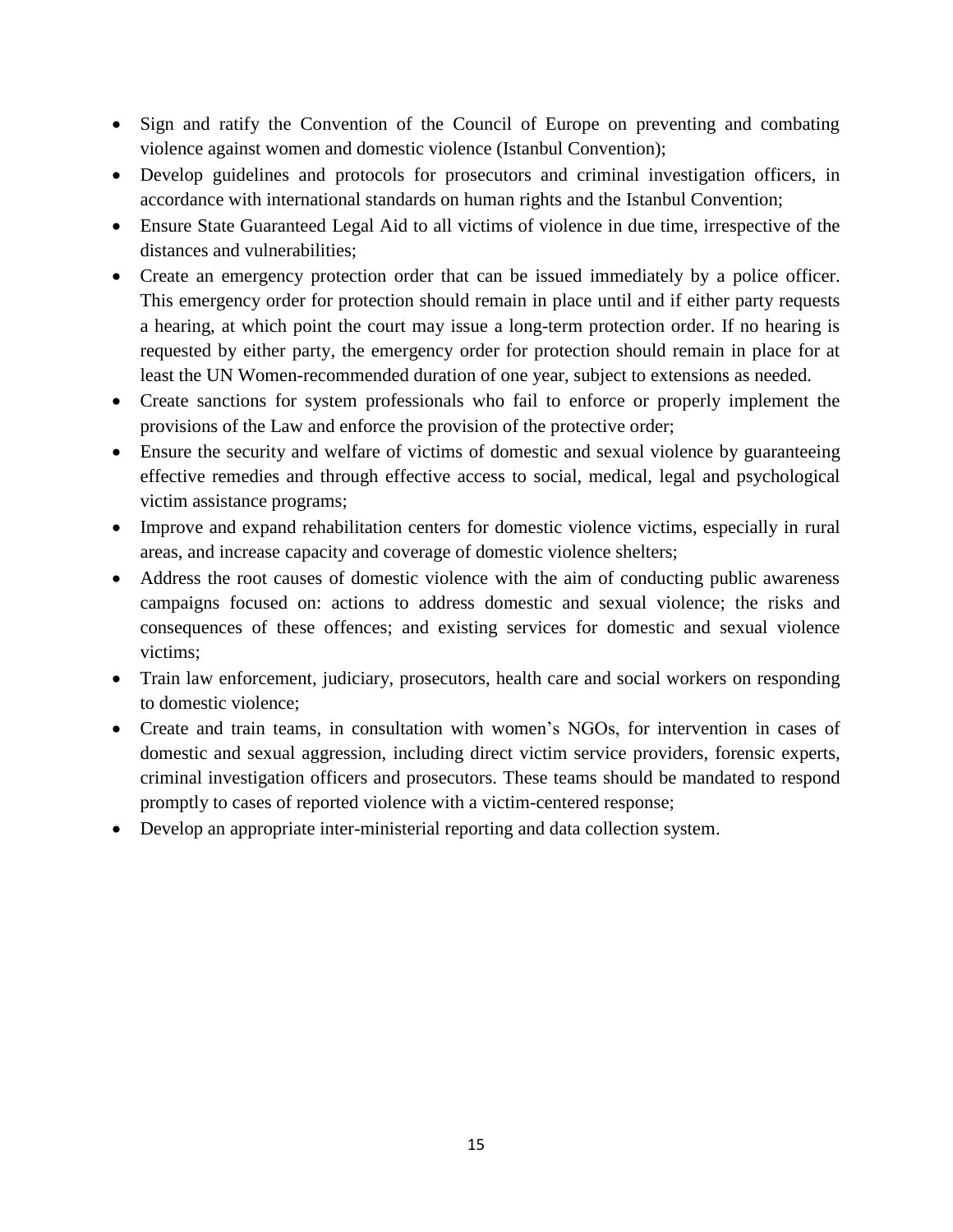- Sign and ratify the Convention of the Council of Europe on preventing and combating violence against women and domestic violence (Istanbul Convention);
- Develop guidelines and protocols for prosecutors and criminal investigation officers, in accordance with international standards on human rights and the Istanbul Convention;
- Ensure State Guaranteed Legal Aid to all victims of violence in due time, irrespective of the distances and vulnerabilities;
- Create an emergency protection order that can be issued immediately by a police officer. This emergency order for protection should remain in place until and if either party requests a hearing, at which point the court may issue a long-term protection order. If no hearing is requested by either party, the emergency order for protection should remain in place for at least the UN Women-recommended duration of one year, subject to extensions as needed.
- Create sanctions for system professionals who fail to enforce or properly implement the provisions of the Law and enforce the provision of the protective order;
- Ensure the security and welfare of victims of domestic and sexual violence by guaranteeing effective remedies and through effective access to social, medical, legal and psychological victim assistance programs;
- Improve and expand rehabilitation centers for domestic violence victims, especially in rural areas, and increase capacity and coverage of domestic violence shelters;
- Address the root causes of domestic violence with the aim of conducting public awareness campaigns focused on: actions to address domestic and sexual violence; the risks and consequences of these offences; and existing services for domestic and sexual violence victims;
- Train law enforcement, judiciary, prosecutors, health care and social workers on responding to domestic violence;
- Create and train teams, in consultation with women's NGOs, for intervention in cases of domestic and sexual aggression, including direct victim service providers, forensic experts, criminal investigation officers and prosecutors. These teams should be mandated to respond promptly to cases of reported violence with a victim-centered response;
- Develop an appropriate inter-ministerial reporting and data collection system.